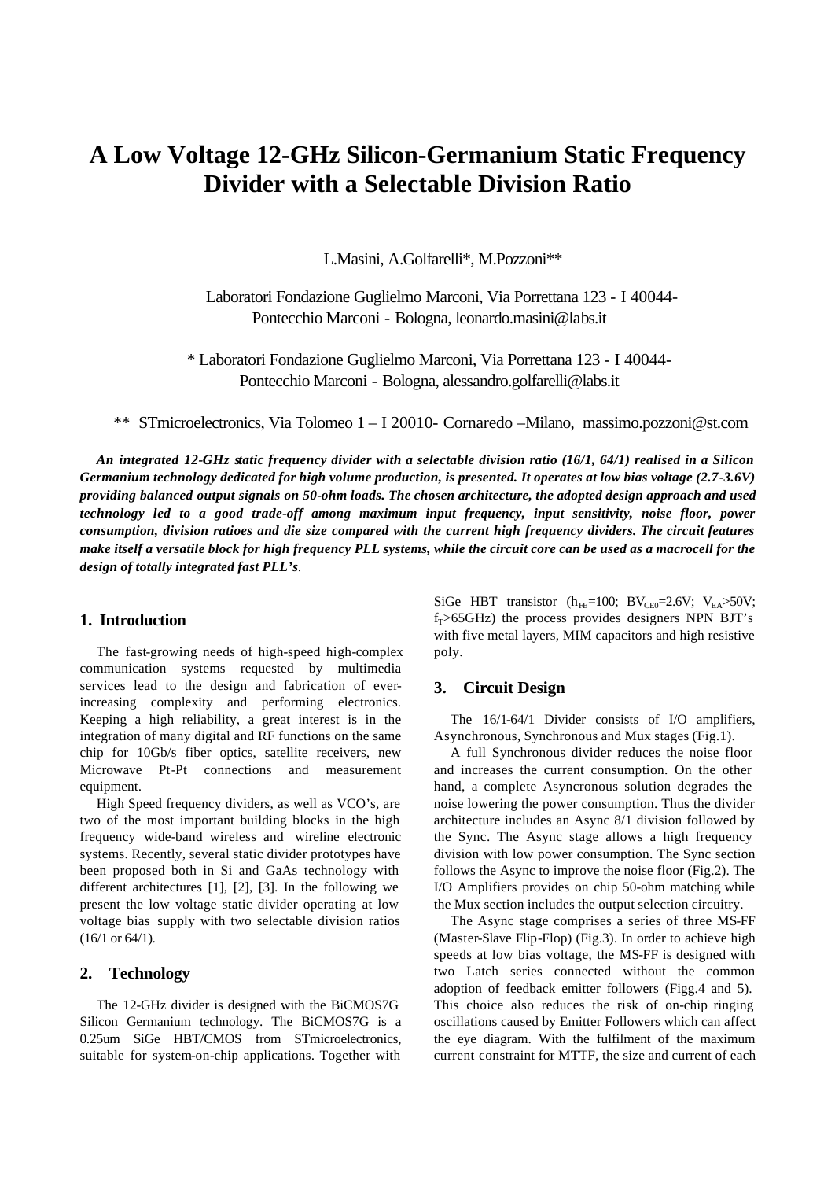# A Low Voltage 12-GHz Silicon-Germanium Static Frequency Divider with a Selectable Division Ratio

L.Masini, A.Golfarelli*, M.Pozzoni**

Laboratori Fondazione Guglielmo Marconi, Via Porrettana 123 - I 40044- Pontecchio Marconi - Bologna, leonardo.masini@labs.it

* Laboratori Fondazione Guglielmo Marconi, Via Porrettana 123 - I 40044- Pontecchio Marconi - Bologna, alessandro.golfarelli@labs.it

** STmicroelectronics, Via Tolomeo 1 – I 20010- Cornaredo –Milano, massimo.pozzoni@st.com

***An integrated 12-GHz static frequency divider with a selectable division ratio (16/1, 64/1) realised in a Silicon Germanium technology dedicated for high volume production, is presented. It operates at low bias voltage (2.7-3.6V) providing balanced output signals on 50-ohm loads. The chosen architecture, the adopted design approach and used technology led to a good trade-off among maximum input frequency, input sensitivity, noise floor, power consumption, division ratioes and die size compared with the current high frequency dividers. The circuit features make itself a versatile block for high frequency PLL systems, while the circuit core can be used as a macrocell for the design of totally integrated fast PLL's.***

## 1. Introduction

The fast-growing needs of high-speed high-complex communication systems requested by multimedia services lead to the design and fabrication of ever-increasing complexity and performing electronics. Keeping a high reliability, a great interest is in the integration of many digital and RF functions on the same chip for 10Gb/s fiber optics, satellite receivers, new Microwave Pt-Pt connections and measurement equipment.

High Speed frequency dividers, as well as VCO's, are two of the most important building blocks in the high frequency wide-band wireless and wireline electronic systems. Recently, several static divider prototypes have been proposed both in Si and GaAs technology with different architectures [1], [2], [3]. In the following we present the low voltage static divider operating at low voltage bias supply with two selectable division ratios (16/1 or 64/1).

## 2. Technology

The 12-GHz divider is designed with the BiCMOS7G Silicon Germanium technology. The BiCMOS7G is a 0.25um SiGe HBT/CMOS from STmicroelectronics, suitable for system-on-chip applications. Together with SiGe HBT transistor ($h_{FE}$=100; $BV_{CE0}$=2.6V; $V_{EA}$>50V; $f_T$>65GHz) the process provides designers NPN BJT's with five metal layers, MIM capacitors and high resistive poly.

## 3. Circuit Design

The 16/1-64/1 Divider consists of I/O amplifiers, Asynchronous, Synchronous and Mux stages (Fig.1).

A full Synchronous divider reduces the noise floor and increases the current consumption. On the other hand, a complete Asyncronous solution degrades the noise lowering the power consumption. Thus the divider architecture includes an Async 8/1 division followed by the Sync. The Async stage allows a high frequency division with low power consumption. The Sync section follows the Async to improve the noise floor (Fig.2). The I/O Amplifiers provides on chip 50-ohm matching while the Mux section includes the output selection circuitry.

The Async stage comprises a series of three MS-FF (Master-Slave Flip-Flop) (Fig.3). In order to achieve high speeds at low bias voltage, the MS-FF is designed with two Latch series connected without the common adoption of feedback emitter followers (Figg.4 and 5). This choice also reduces the risk of on-chip ringing oscillations caused by Emitter Followers which can affect the eye diagram. With the fulfilment of the maximum current constraint for MTTF, the size and current of each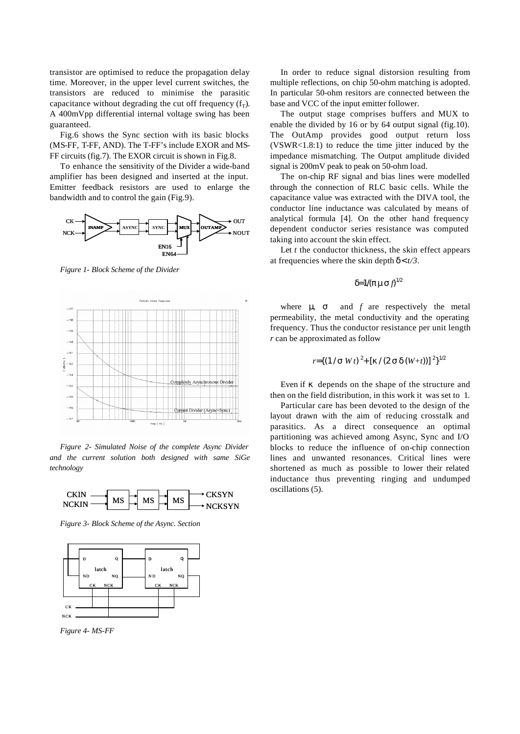transistor are optimised to reduce the propagation delay time. Moreover, in the upper level current switches, the transistors are reduced to minimise the parasitic capacitance without degrading the cut off frequency ($f_T$). A 400mVpp differential internal voltage swing has been guaranteed.

Fig.6 shows the Sync section with its basic blocks (MS-FF, T-FF, AND). The T-FF's include EXOR and MS-FF circuits (fig.7). The EXOR circuit is shown in Fig.8.

To enhance the sensitivity of the Divider a wide-band amplifier has been designed and inserted at the input. Emitter feedback resistors are used to enlarge the bandwidth and to control the gain (Fig.9).

*Figure 1- Block Scheme of the Divider*

*Figure 2- Simulated Noise of the complete Async Divider and the current solution both designed with same SiGe technology*

*Figure 3- Block Scheme of the Async. Section*

*Figure 4- MS-FF*

In order to reduce signal distorsion resulting from multiple reflections, on chip 50-ohm matching is adopted. In particular 50-ohm resitors are connected between the base and VCC of the input emitter follower.

The output stage comprises buffers and MUX to enable the divided by 16 or by 64 output signal (fig.10). The OutAmp provides good output return loss (VSWR<1.8:1) to reduce the time jitter induced by the impedance mismatching. The Output amplitude divided signal is 200mV peak to peak on 50-ohm load.

The on-chip RF signal and bias lines were modelled through the connection of RLC basic cells. While the capacitance value was extracted with the DIVA tool, the conductor line inductance was calculated by means of analytical formula [4]. On the other hand frequency dependent conductor series resistance was computed taking into account the skin effect.

Let $t$ the conductor thickness, the skin effect appears at frequencies where the skin depth $\delta < t/3$.

$$\delta = 1/(\pi \mu \sigma f)^{1/2}$$

where $\mu$, $\sigma$ and $f$ are respectively the metal permeability, the metal conductivity and the operating frequency. Thus the conductor resistance per unit length $r$ can be approximated as follow

$$r = \{(1/\sigma W t)^2 + [\kappa / (2 \sigma \delta (W+t))]^2\}^{1/2}$$

Even if $\kappa$ depends on the shape of the structure and then on the field distribution, in this work it was set to 1.

Particular care has been devoted to the design of the layout drawn with the aim of reducing crosstalk and parasitics. As a direct consequence an optimal partitioning was achieved among Async, Sync and I/O blocks to reduce the influence of on-chip connection lines and unwanted resonances. Critical lines were shortened as much as possible to lower their related inductance thus preventing ringing and undumped oscillations (5).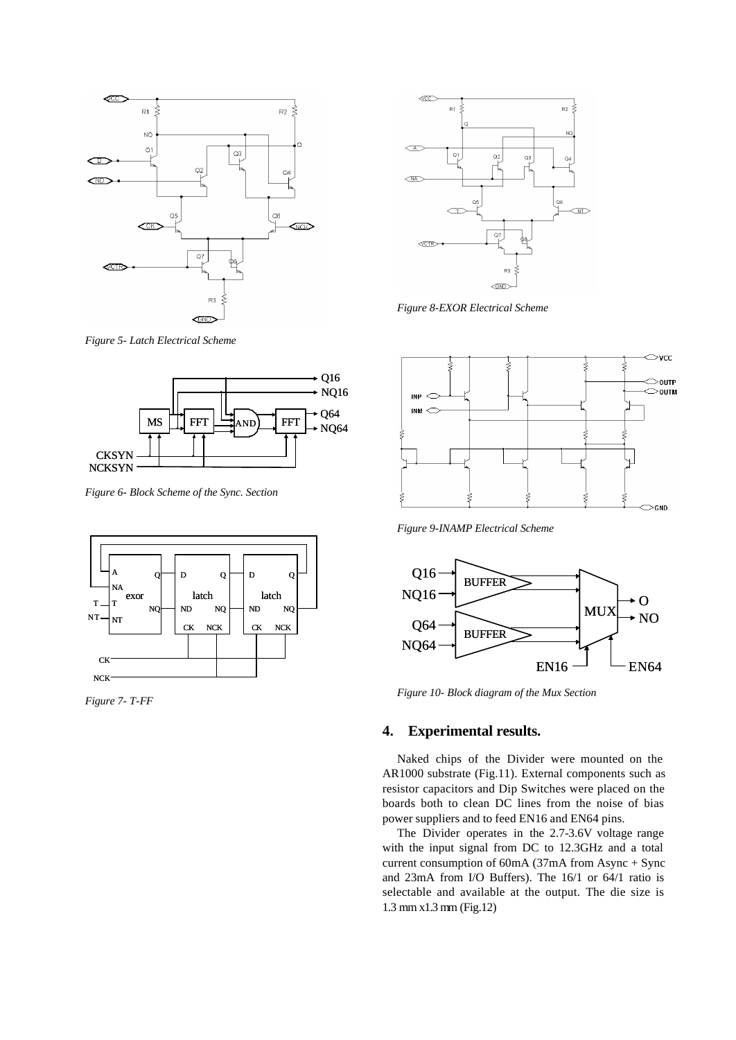*Figure 5- Latch Electrical Scheme*

*Figure 6- Block Scheme of the Sync. Section*

*Figure 7- T-FF*

*Figure 8-EXOR Electrical Scheme*

*Figure 9-INAMP Electrical Scheme*

*Figure 10- Block diagram of the Mux Section*

## 4. Experimental results.

Naked chips of the Divider were mounted on the AR1000 substrate (Fig.11). External components such as resistor capacitors and Dip Switches were placed on the boards both to clean DC lines from the noise of bias power suppliers and to feed EN16 and EN64 pins.

The Divider operates in the 2.7-3.6V voltage range with the input signal from DC to 12.3GHz and a total current consumption of 60mA (37mA from Async + Sync and 23mA from I/O Buffers). The 16/1 or 64/1 ratio is selectable and available at the output. The die size is 1.3 mm x1.3 mm (Fig.12)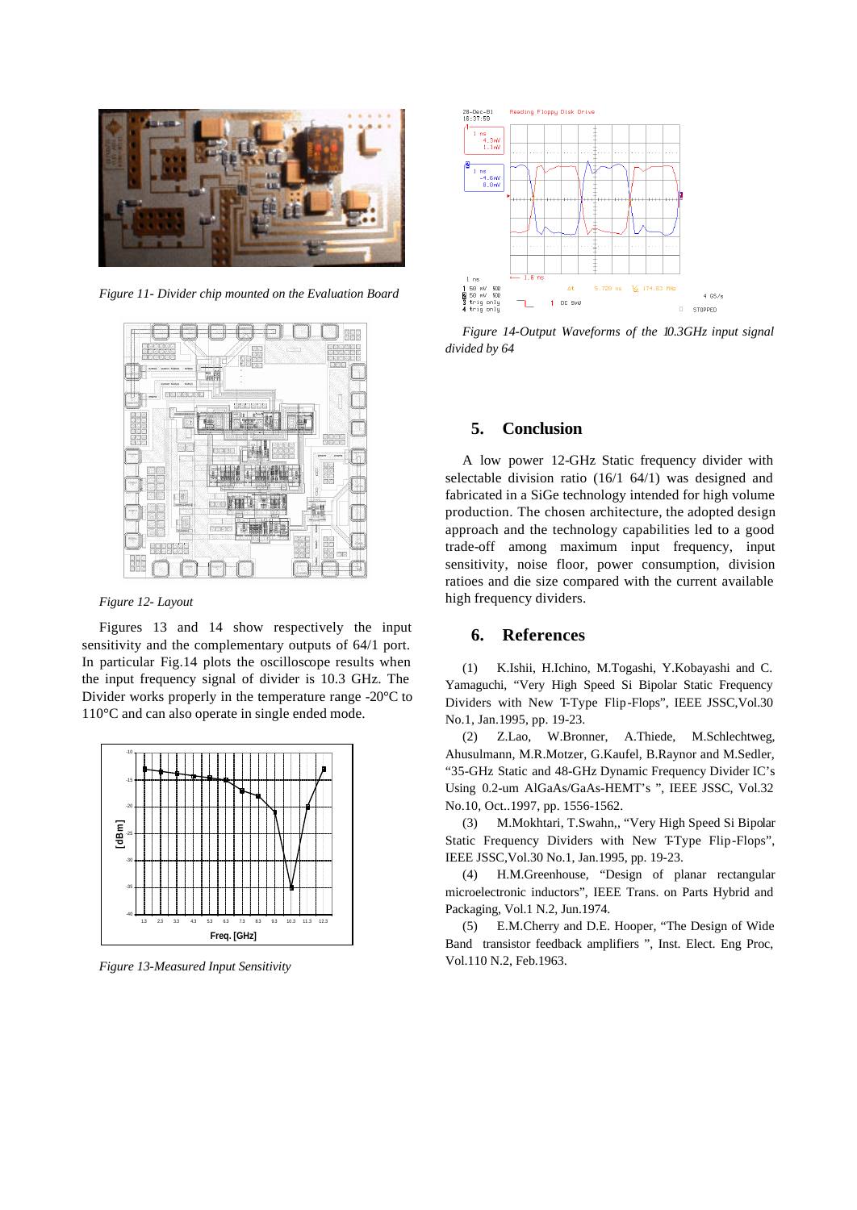*Figure 11- Divider chip mounted on the Evaluation Board*

*Figure 12- Layout*

Figures 13 and 14 show respectively the input sensitivity and the complementary outputs of 64/1 port. In particular Fig.14 plots the oscilloscope results when the input frequency signal of divider is 10.3 GHz. The Divider works properly in the temperature range -20°C to 110°C and can also operate in single ended mode.

-10
-15
-20
-25
-30
-35
-40
[dBm]
1.3 2.3 3.3 4.3 5.3 6.3 7.3 8.3 9.3 10.3 11.3 12.3
Freq. [GHz]

*Figure 13-Measured Input Sensitivity*

28-Dec-01
16:37:59
Reading Floppy Disk Drive
1 ns
4.3mV
1.1mV
1 ns
-4.6mV
8.0mV
1 ns
1.6 ns
1 50 mV 50Ω
2 50 mV 50Ω
3 trig only
4 trig only
Δt 5.720 ns
174.83 MHz
1 DC 9mV
4 GS/s
STOPPED

*Figure 14-Output Waveforms of the 10.3GHz input signal divided by 64*

## 5. Conclusion

A low power 12-GHz Static frequency divider with selectable division ratio (16/1 64/1) was designed and fabricated in a SiGe technology intended for high volume production. The chosen architecture, the adopted design approach and the technology capabilities led to a good trade-off among maximum input frequency, input sensitivity, noise floor, power consumption, division ratioes and die size compared with the current available high frequency dividers.

## 6. References

(1) K.Ishii, H.Ichino, M.Togashi, Y.Kobayashi and C. Yamaguchi, "Very High Speed Si Bipolar Static Frequency Dividers with New T-Type Flip-Flops", IEEE JSSC,Vol.30 No.1, Jan.1995, pp. 19-23.

(2) Z.Lao, W.Bronner, A.Thiede, M.Schlechtweg, Ahusulmann, M.R.Motzer, G.Kaufel, B.Raynor and M.Sedler, "35-GHz Static and 48-GHz Dynamic Frequency Divider IC's Using 0.2-um AlGaAs/GaAs-HEMT's ", IEEE JSSC, Vol.32 No.10, Oct..1997, pp. 1556-1562.

(3) M.Mokhtari, T.Swahn,, "Very High Speed Si Bipolar Static Frequency Dividers with New T-Type Flip-Flops", IEEE JSSC,Vol.30 No.1, Jan.1995, pp. 19-23.

(4) H.M.Greenhouse, "Design of planar rectangular microelectronic inductors", IEEE Trans. on Parts Hybrid and Packaging, Vol.1 N.2, Jun.1974.

(5) E.M.Cherry and D.E. Hooper, "The Design of Wide Band transistor feedback amplifiers ", Inst. Elect. Eng Proc, Vol.110 N.2, Feb.1963.